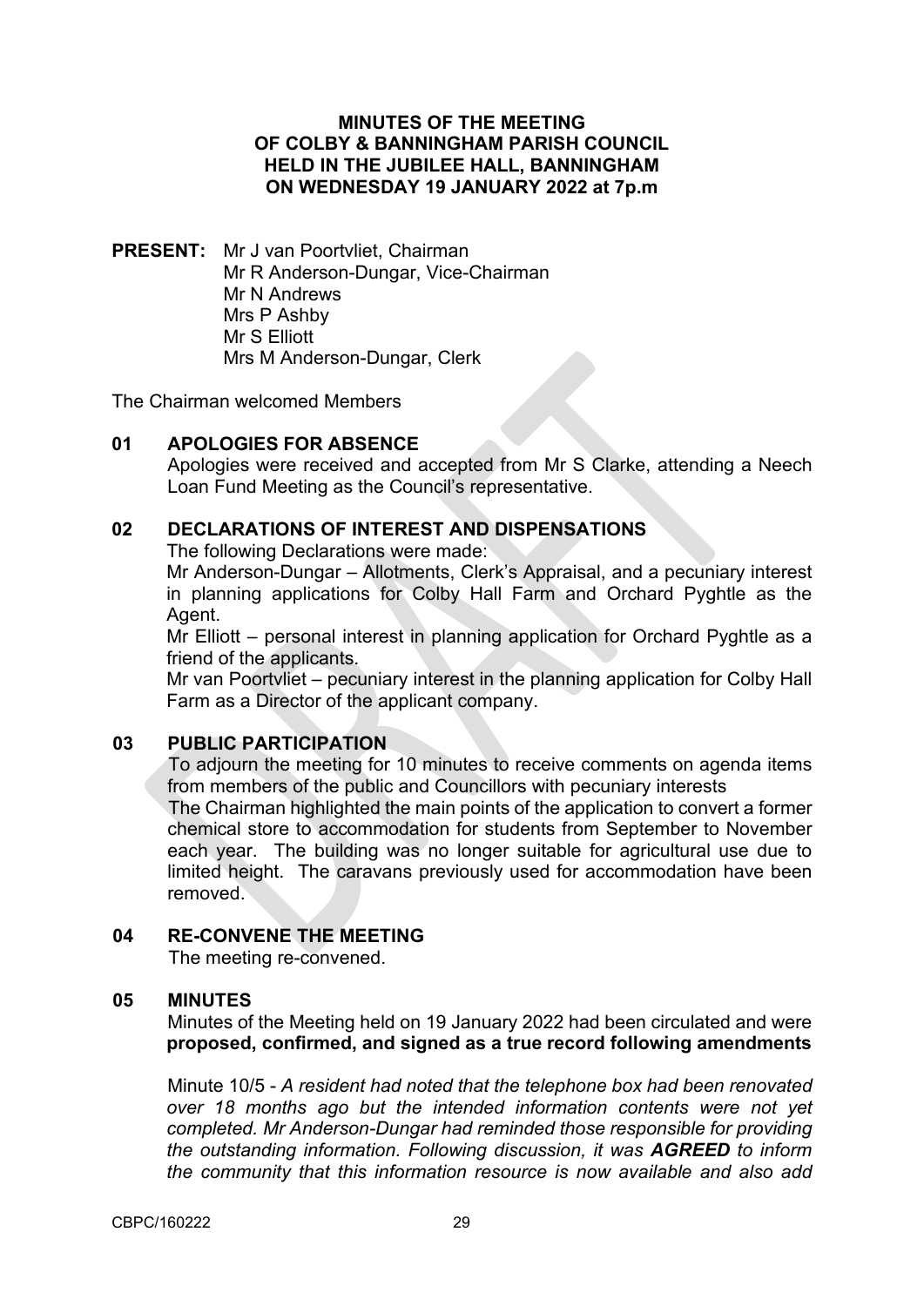**MINUTES OF THE MEETING OF COLBY & BANNINGHAM PARISH COUNCIL HELD IN THE JUBILEE HALL, BANNINGHAM ON WEDNESDAY 19 JANUARY 2022 at 7p.m**

**PRESENT:** Mr J van Poortvliet, Chairman
Mr R Anderson-Dungar, Vice-Chairman
Mr N Andrews
Mrs P Ashby
Mr S Elliott
Mrs M Anderson-Dungar, Clerk

The Chairman welcomed Members

**01 APOLOGIES FOR ABSENCE**

Apologies were received and accepted from Mr S Clarke, attending a Neech Loan Fund Meeting as the Council's representative.

**02 DECLARATIONS OF INTEREST AND DISPENSATIONS**

The following Declarations were made:

Mr Anderson-Dungar – Allotments, Clerk's Appraisal, and a pecuniary interest in planning applications for Colby Hall Farm and Orchard Pyghtle as the Agent.

Mr Elliott – personal interest in planning application for Orchard Pyghtle as a friend of the applicants.

Mr van Poortvliet – pecuniary interest in the planning application for Colby Hall Farm as a Director of the applicant company.

**03 PUBLIC PARTICIPATION**

To adjourn the meeting for 10 minutes to receive comments on agenda items from members of the public and Councillors with pecuniary interests

The Chairman highlighted the main points of the application to convert a former chemical store to accommodation for students from September to November each year. The building was no longer suitable for agricultural use due to limited height. The caravans previously used for accommodation have been removed.

**04 RE-CONVENE THE MEETING**

The meeting re-convened.

**05 MINUTES**

Minutes of the Meeting held on 19 January 2022 had been circulated and were **proposed, confirmed, and signed as a true record following amendments**

Minute 10/5 - *A resident had noted that the telephone box had been renovated over 18 months ago but the intended information contents were not yet completed. Mr Anderson-Dungar had reminded those responsible for providing the outstanding information. Following discussion, it was* ***AGREED*** *to inform the community that this information resource is now available and also add*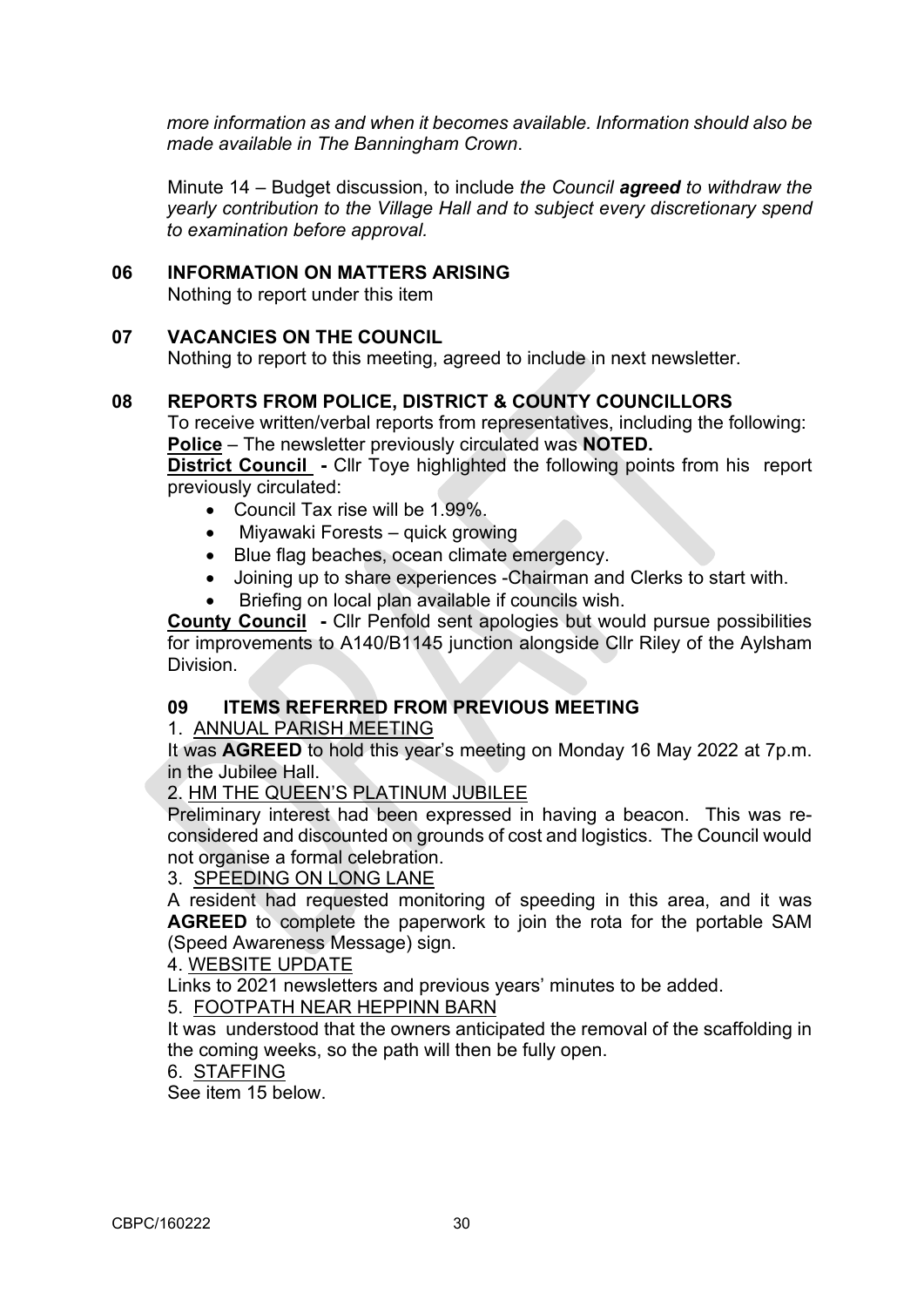*more information as and when it becomes available. Information should also be made available in The Banningham Crown*.

Minute 14 – Budget discussion, to include *the Council **agreed** to withdraw the yearly contribution to the Village Hall and to subject every discretionary spend to examination before approval.*

## 06 INFORMATION ON MATTERS ARISING

Nothing to report under this item

## 07 VACANCIES ON THE COUNCIL

Nothing to report to this meeting, agreed to include in next newsletter.

## 08 REPORTS FROM POLICE, DISTRICT & COUNTY COUNCILLORS

To receive written/verbal reports from representatives, including the following:

**Police** – The newsletter previously circulated was **NOTED.**

**District Council -** Cllr Toye highlighted the following points from his report previously circulated:

- Council Tax rise will be 1.99%.
- Miyawaki Forests – quick growing
- Blue flag beaches, ocean climate emergency.
- Joining up to share experiences -Chairman and Clerks to start with.
- Briefing on local plan available if councils wish.

**County Council -** Cllr Penfold sent apologies but would pursue possibilities for improvements to A140/B1145 junction alongside Cllr Riley of the Aylsham Division.

## 09 ITEMS REFERRED FROM PREVIOUS MEETING

1. ANNUAL PARISH MEETING

It was **AGREED** to hold this year's meeting on Monday 16 May 2022 at 7p.m. in the Jubilee Hall.

2. HM THE QUEEN'S PLATINUM JUBILEE

Preliminary interest had been expressed in having a beacon. This was re-considered and discounted on grounds of cost and logistics. The Council would not organise a formal celebration.

3. SPEEDING ON LONG LANE

A resident had requested monitoring of speeding in this area, and it was **AGREED** to complete the paperwork to join the rota for the portable SAM (Speed Awareness Message) sign.

4. WEBSITE UPDATE

Links to 2021 newsletters and previous years' minutes to be added.

5. FOOTPATH NEAR HEPPINN BARN

It was understood that the owners anticipated the removal of the scaffolding in the coming weeks, so the path will then be fully open.

6. STAFFING

See item 15 below.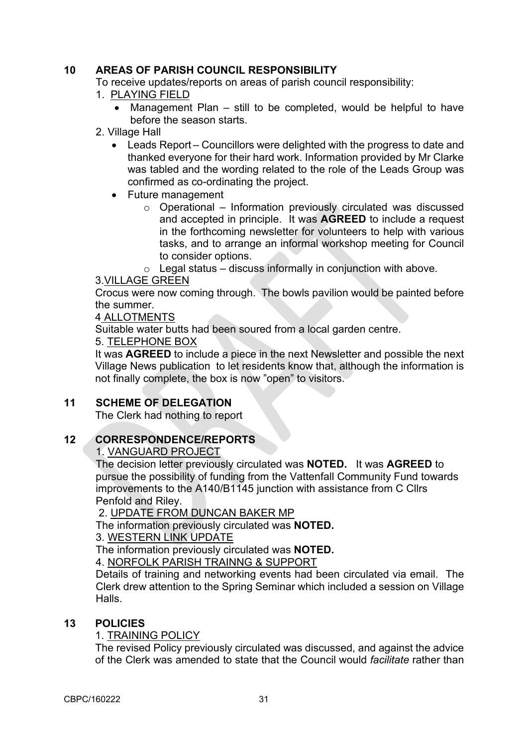## 10 AREAS OF PARISH COUNCIL RESPONSIBILITY

To receive updates/reports on areas of parish council responsibility:

1. PLAYING FIELD
   - Management Plan – still to be completed, would be helpful to have before the season starts.
2. Village Hall
   - Leads Report – Councillors were delighted with the progress to date and thanked everyone for their hard work. Information provided by Mr Clarke was tabled and the wording related to the role of the Leads Group was confirmed as co-ordinating the project.
   - Future management
     - Operational – Information previously circulated was discussed and accepted in principle. It was **AGREED** to include a request in the forthcoming newsletter for volunteers to help with various tasks, and to arrange an informal workshop meeting for Council to consider options.
     - Legal status – discuss informally in conjunction with above.

3.VILLAGE GREEN

Crocus were now coming through. The bowls pavilion would be painted before the summer.

4 ALLOTMENTS

Suitable water butts had been soured from a local garden centre.

5. TELEPHONE BOX

It was **AGREED** to include a piece in the next Newsletter and possible the next Village News publication to let residents know that, although the information is not finally complete, the box is now "open" to visitors.

## 11 SCHEME OF DELEGATION

The Clerk had nothing to report

## 12 CORRESPONDENCE/REPORTS

1. VANGUARD PROJECT

The decision letter previously circulated was **NOTED.** It was **AGREED** to pursue the possibility of funding from the Vattenfall Community Fund towards improvements to the A140/B1145 junction with assistance from C Cllrs Penfold and Riley.

2. UPDATE FROM DUNCAN BAKER MP

The information previously circulated was **NOTED.**

3. WESTERN LINK UPDATE

The information previously circulated was **NOTED.**

4. NORFOLK PARISH TRAINNG & SUPPORT

Details of training and networking events had been circulated via email. The Clerk drew attention to the Spring Seminar which included a session on Village Halls.

## 13 POLICIES

1. TRAINING POLICY

The revised Policy previously circulated was discussed, and against the advice of the Clerk was amended to state that the Council would *facilitate* rather than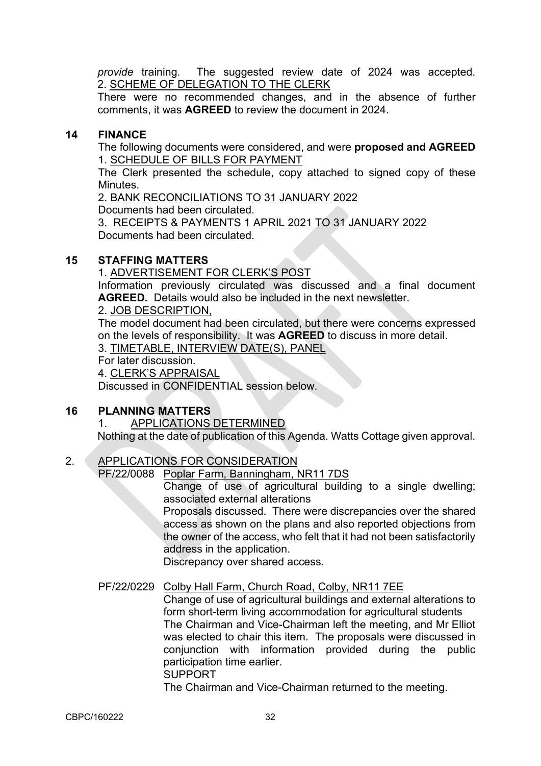*provide* training. The suggested review date of 2024 was accepted.

2. SCHEME OF DELEGATION TO THE CLERK

There were no recommended changes, and in the absence of further comments, it was **AGREED** to review the document in 2024.

## 14 FINANCE

The following documents were considered, and were **proposed and AGREED**

1. SCHEDULE OF BILLS FOR PAYMENT

The Clerk presented the schedule, copy attached to signed copy of these Minutes.

2. BANK RECONCILIATIONS TO 31 JANUARY 2022

Documents had been circulated.

3. RECEIPTS & PAYMENTS 1 APRIL 2021 TO 31 JANUARY 2022

Documents had been circulated.

## 15 STAFFING MATTERS

1. ADVERTISEMENT FOR CLERK'S POST

Information previously circulated was discussed and a final document **AGREED.** Details would also be included in the next newsletter.

2. JOB DESCRIPTION,

The model document had been circulated, but there were concerns expressed on the levels of responsibility. It was **AGREED** to discuss in more detail.

3. TIMETABLE, INTERVIEW DATE(S), PANEL

For later discussion.

4. CLERK'S APPRAISAL

Discussed in CONFIDENTIAL session below.

## 16 PLANNING MATTERS

1. APPLICATIONS DETERMINED

Nothing at the date of publication of this Agenda. Watts Cottage given approval.

2. APPLICATIONS FOR CONSIDERATION

PF/22/0088 Poplar Farm, Banningham, NR11 7DS

Change of use of agricultural building to a single dwelling; associated external alterations

Proposals discussed. There were discrepancies over the shared access as shown on the plans and also reported objections from the owner of the access, who felt that it had not been satisfactorily address in the application.

Discrepancy over shared access.

PF/22/0229 Colby Hall Farm, Church Road, Colby, NR11 7EE

Change of use of agricultural buildings and external alterations to form short-term living accommodation for agricultural students

The Chairman and Vice-Chairman left the meeting, and Mr Elliot was elected to chair this item. The proposals were discussed in conjunction with information provided during the public participation time earlier.

SUPPORT

The Chairman and Vice-Chairman returned to the meeting.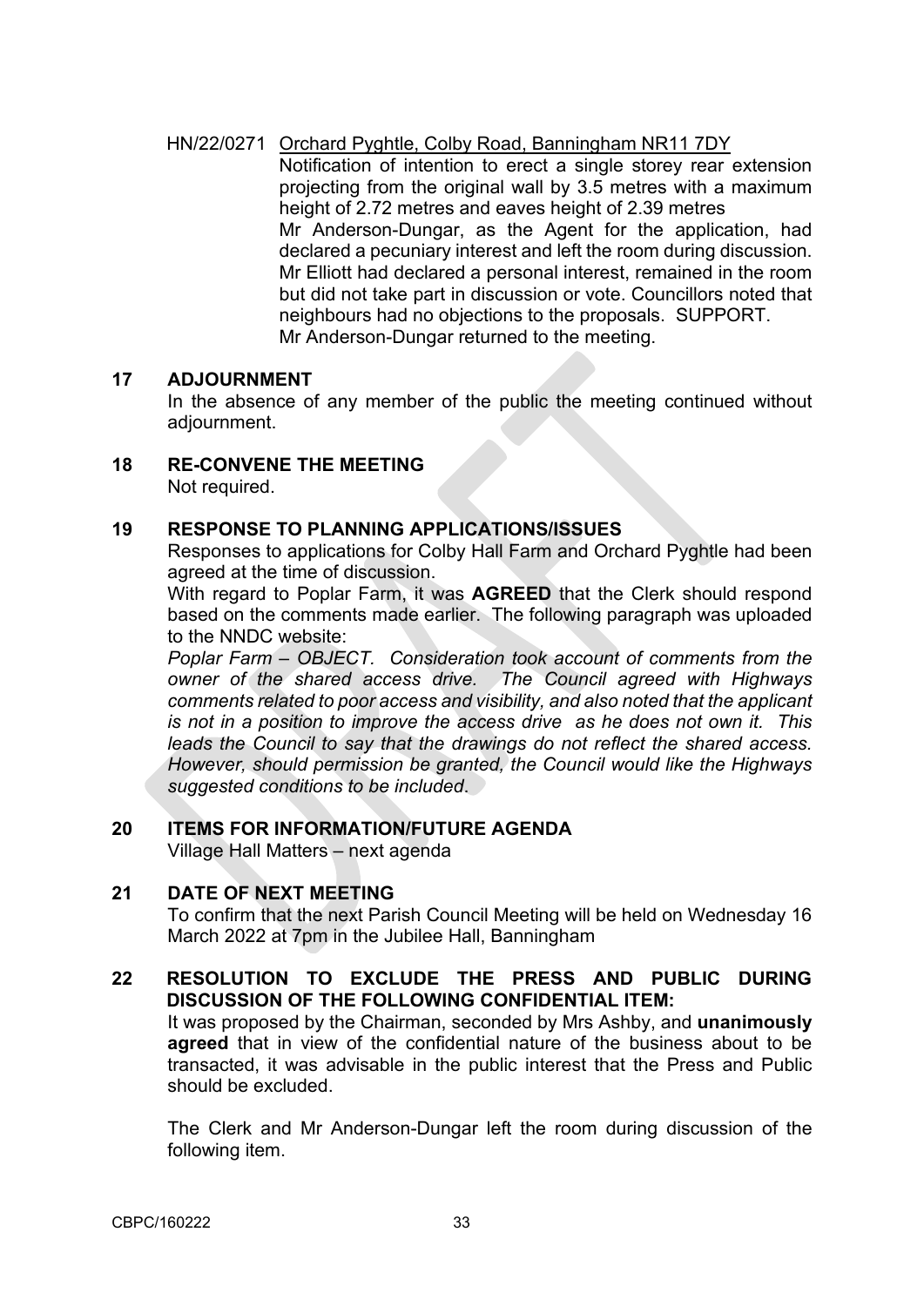HN/22/0271 Orchard Pyghtle, Colby Road, Banningham NR11 7DY

Notification of intention to erect a single storey rear extension projecting from the original wall by 3.5 metres with a maximum height of 2.72 metres and eaves height of 2.39 metres

Mr Anderson-Dungar, as the Agent for the application, had declared a pecuniary interest and left the room during discussion. Mr Elliott had declared a personal interest, remained in the room but did not take part in discussion or vote. Councillors noted that neighbours had no objections to the proposals. SUPPORT.

Mr Anderson-Dungar returned to the meeting.

## 17 ADJOURNMENT

In the absence of any member of the public the meeting continued without adjournment.

## 18 RE-CONVENE THE MEETING

Not required.

## 19 RESPONSE TO PLANNING APPLICATIONS/ISSUES

Responses to applications for Colby Hall Farm and Orchard Pyghtle had been agreed at the time of discussion.

With regard to Poplar Farm, it was **AGREED** that the Clerk should respond based on the comments made earlier. The following paragraph was uploaded to the NNDC website:

*Poplar Farm – OBJECT. Consideration took account of comments from the owner of the shared access drive. The Council agreed with Highways comments related to poor access and visibility, and also noted that the applicant is not in a position to improve the access drive as he does not own it. This leads the Council to say that the drawings do not reflect the shared access. However, should permission be granted, the Council would like the Highways suggested conditions to be included.*

## 20 ITEMS FOR INFORMATION/FUTURE AGENDA

Village Hall Matters – next agenda

## 21 DATE OF NEXT MEETING

To confirm that the next Parish Council Meeting will be held on Wednesday 16 March 2022 at 7pm in the Jubilee Hall, Banningham

## 22 RESOLUTION TO EXCLUDE THE PRESS AND PUBLIC DURING DISCUSSION OF THE FOLLOWING CONFIDENTIAL ITEM:

It was proposed by the Chairman, seconded by Mrs Ashby, and **unanimously agreed** that in view of the confidential nature of the business about to be transacted, it was advisable in the public interest that the Press and Public should be excluded.

The Clerk and Mr Anderson-Dungar left the room during discussion of the following item.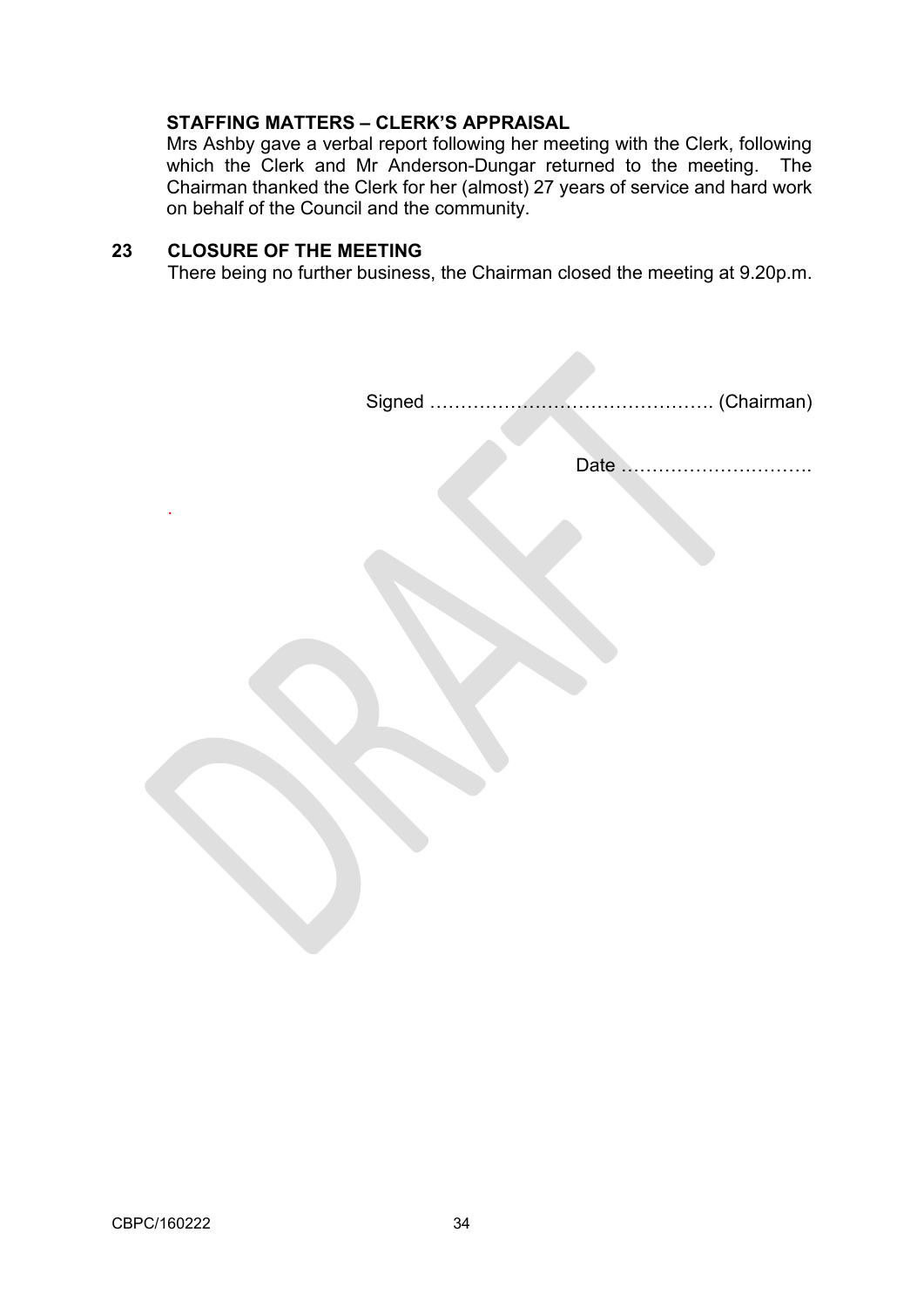**STAFFING MATTERS – CLERK'S APPRAISAL**

Mrs Ashby gave a verbal report following her meeting with the Clerk, following which the Clerk and Mr Anderson-Dungar returned to the meeting. The Chairman thanked the Clerk for her (almost) 27 years of service and hard work on behalf of the Council and the community.

## 23 CLOSURE OF THE MEETING

There being no further business, the Chairman closed the meeting at 9.20p.m.

Signed ………………………………………. (Chairman)

Date ………………………….

.

CBPC/160222